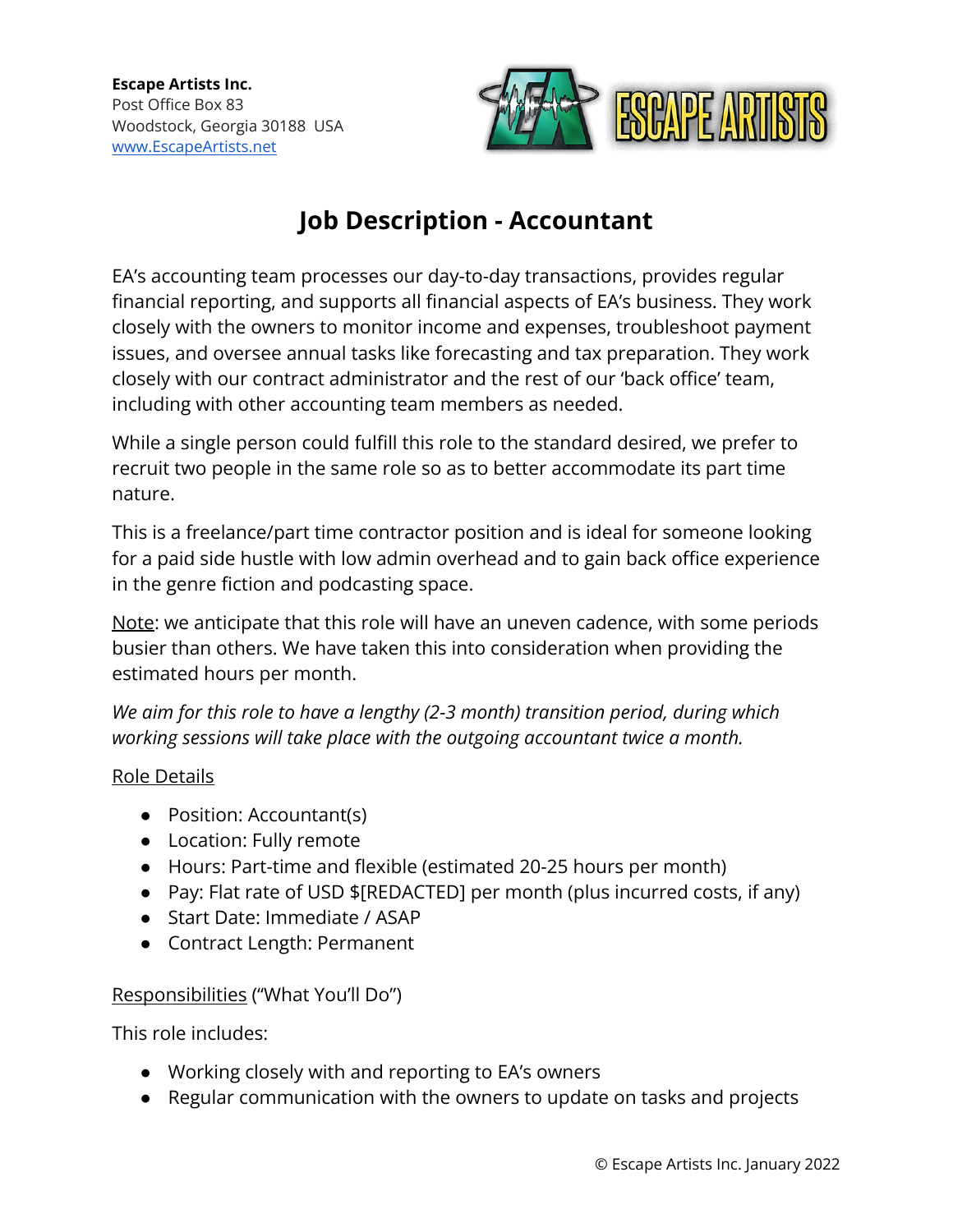**Escape Artists Inc.**
Post Office Box 83
Woodstock, Georgia 30188 USA
[www.EscapeArtists.net](http://www.EscapeArtists.net)

# Job Description - Accountant

EA's accounting team processes our day-to-day transactions, provides regular financial reporting, and supports all financial aspects of EA's business. They work closely with the owners to monitor income and expenses, troubleshoot payment issues, and oversee annual tasks like forecasting and tax preparation. They work closely with our contract administrator and the rest of our 'back office' team, including with other accounting team members as needed.

While a single person could fulfill this role to the standard desired, we prefer to recruit two people in the same role so as to better accommodate its part time nature.

This is a freelance/part time contractor position and is ideal for someone looking for a paid side hustle with low admin overhead and to gain back office experience in the genre fiction and podcasting space.

Note: we anticipate that this role will have an uneven cadence, with some periods busier than others. We have taken this into consideration when providing the estimated hours per month.

*We aim for this role to have a lengthy (2-3 month) transition period, during which working sessions will take place with the outgoing accountant twice a month.*

Role Details

- Position: Accountant(s)
- Location: Fully remote
- Hours: Part-time and flexible (estimated 20-25 hours per month)
- Pay: Flat rate of USD $[REDACTED] per month (plus incurred costs, if any)
- Start Date: Immediate / ASAP
- Contract Length: Permanent

Responsibilities ("What You'll Do")

This role includes:

- Working closely with and reporting to EA's owners
- Regular communication with the owners to update on tasks and projects

© Escape Artists Inc. January 2022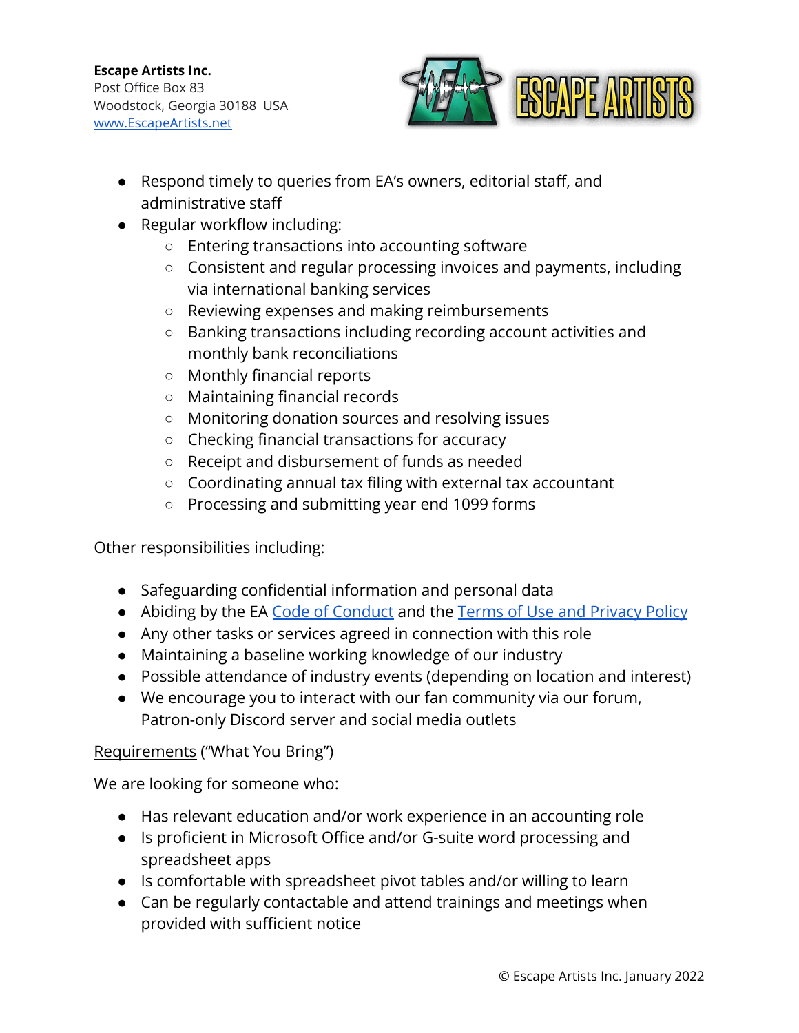- Respond timely to queries from EA's owners, editorial staff, and administrative staff
- Regular workflow including:
  - Entering transactions into accounting software
  - Consistent and regular processing invoices and payments, including via international banking services
  - Reviewing expenses and making reimbursements
  - Banking transactions including recording account activities and monthly bank reconciliations
  - Monthly financial reports
  - Maintaining financial records
  - Monitoring donation sources and resolving issues
  - Checking financial transactions for accuracy
  - Receipt and disbursement of funds as needed
  - Coordinating annual tax filing with external tax accountant
  - Processing and submitting year end 1099 forms

Other responsibilities including:

- Safeguarding confidential information and personal data
- Abiding by the EA Code of Conduct and the Terms of Use and Privacy Policy
- Any other tasks or services agreed in connection with this role
- Maintaining a baseline working knowledge of our industry
- Possible attendance of industry events (depending on location and interest)
- We encourage you to interact with our fan community via our forum, Patron-only Discord server and social media outlets

Requirements ("What You Bring")

We are looking for someone who:

- Has relevant education and/or work experience in an accounting role
- Is proficient in Microsoft Office and/or G-suite word processing and spreadsheet apps
- Is comfortable with spreadsheet pivot tables and/or willing to learn
- Can be regularly contactable and attend trainings and meetings when provided with sufficient notice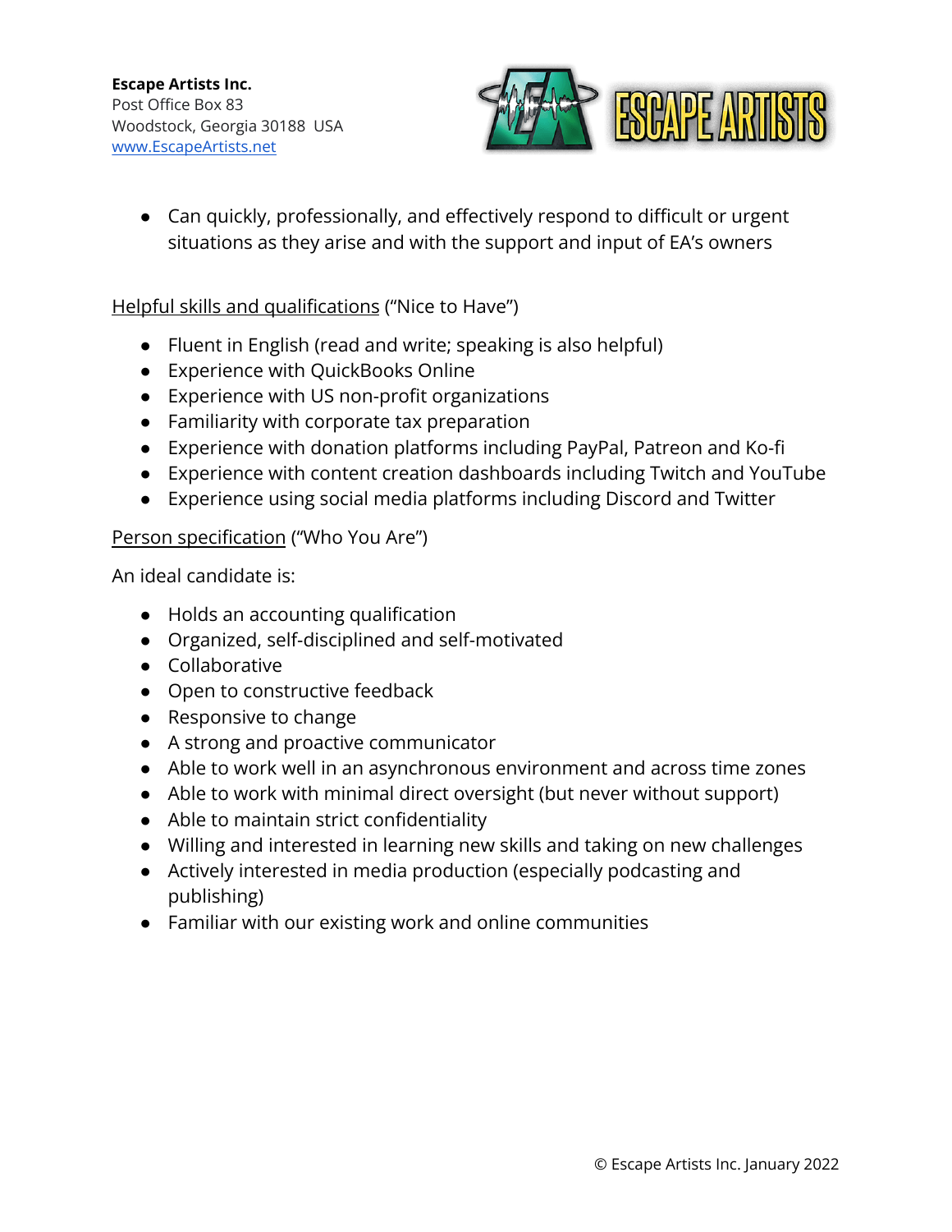- Can quickly, professionally, and effectively respond to difficult or urgent situations as they arise and with the support and input of EA's owners

Helpful skills and qualifications ("Nice to Have")

- Fluent in English (read and write; speaking is also helpful)
- Experience with QuickBooks Online
- Experience with US non-profit organizations
- Familiarity with corporate tax preparation
- Experience with donation platforms including PayPal, Patreon and Ko-fi
- Experience with content creation dashboards including Twitch and YouTube
- Experience using social media platforms including Discord and Twitter

Person specification ("Who You Are")

An ideal candidate is:

- Holds an accounting qualification
- Organized, self-disciplined and self-motivated
- Collaborative
- Open to constructive feedback
- Responsive to change
- A strong and proactive communicator
- Able to work well in an asynchronous environment and across time zones
- Able to work with minimal direct oversight (but never without support)
- Able to maintain strict confidentiality
- Willing and interested in learning new skills and taking on new challenges
- Actively interested in media production (especially podcasting and publishing)
- Familiar with our existing work and online communities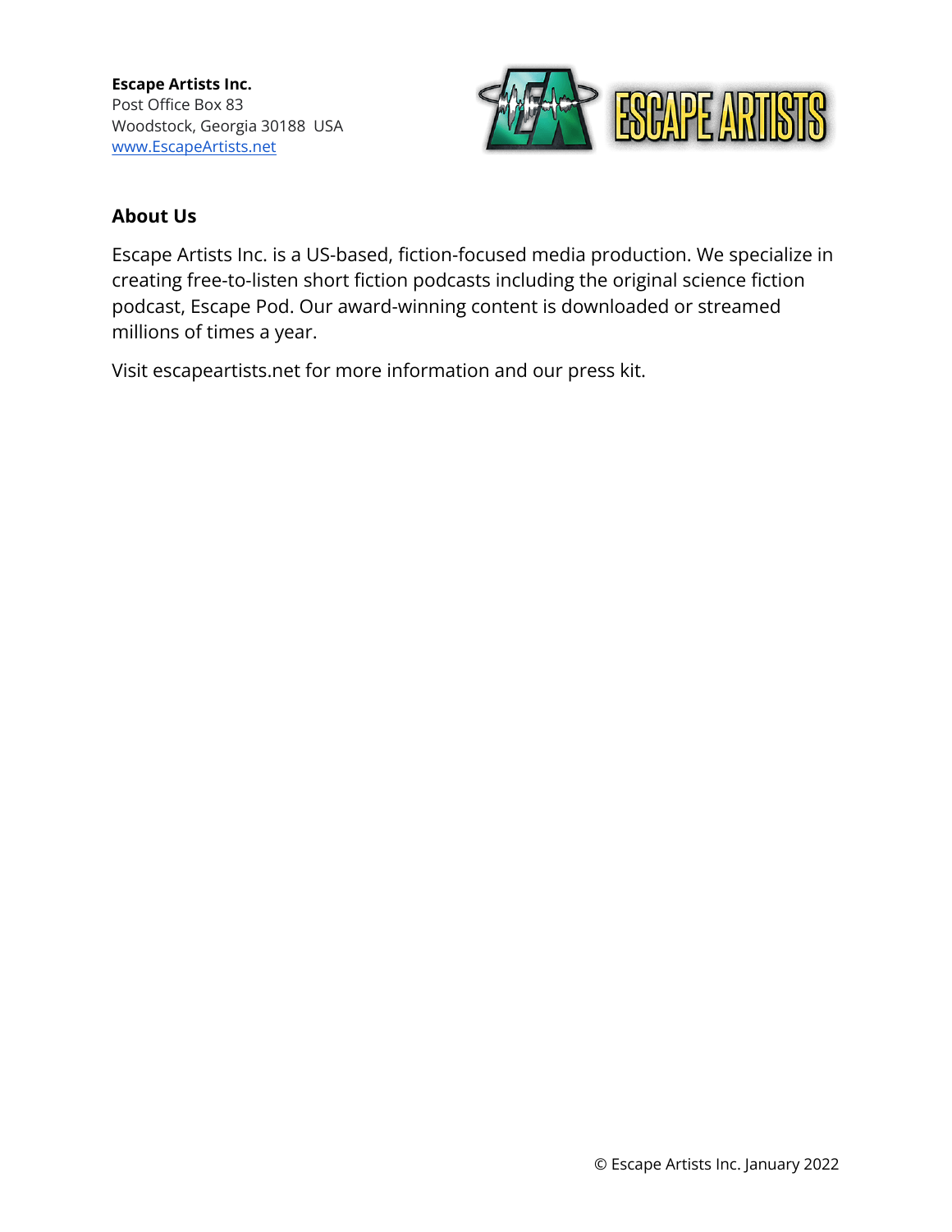**Escape Artists Inc.**
Post Office Box 83
Woodstock, Georgia 30188 USA
[www.EscapeArtists.net](http://www.EscapeArtists.net)

## About Us

Escape Artists Inc. is a US-based, fiction-focused media production. We specialize in creating free-to-listen short fiction podcasts including the original science fiction podcast, Escape Pod. Our award-winning content is downloaded or streamed millions of times a year.

Visit escapeartists.net for more information and our press kit.

© Escape Artists Inc. January 2022